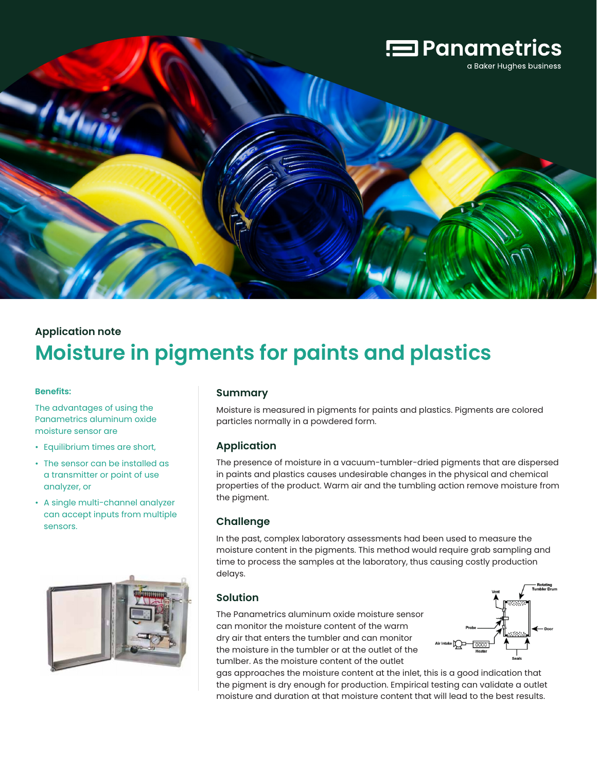Panametrics
a Baker Hughes business

Application note

# Moisture in pigments for paints and plastics

**Benefits:**

The advantages of using the Panametrics aluminum oxide moisture sensor are

- Equilibrium times are short,
- The sensor can be installed as a transmitter or point of use analyzer, or
- A single multi-channel analyzer can accept inputs from multiple sensors.

## Summary

Moisture is measured in pigments for paints and plastics. Pigments are colored particles normally in a powdered form.

## Application

The presence of moisture in a vacuum-tumbler-dried pigments that are dispersed in paints and plastics causes undesirable changes in the physical and chemical properties of the product. Warm air and the tumbling action remove moisture from the pigment.

## Challenge

In the past, complex laboratory assessments had been used to measure the moisture content in the pigments. This method would require grab sampling and time to process the samples at the laboratory, thus causing costly production delays.

## Solution

The Panametrics aluminum oxide moisture sensor can monitor the moisture content of the warm dry air that enters the tumbler and can monitor the moisture in the tumbler or at the outlet of the tumlber. As the moisture content of the outlet gas approaches the moisture content at the inlet, this is a good indication that the pigment is dry enough for production. Empirical testing can validate a outlet moisture and duration at that moisture content that will lead to the best results.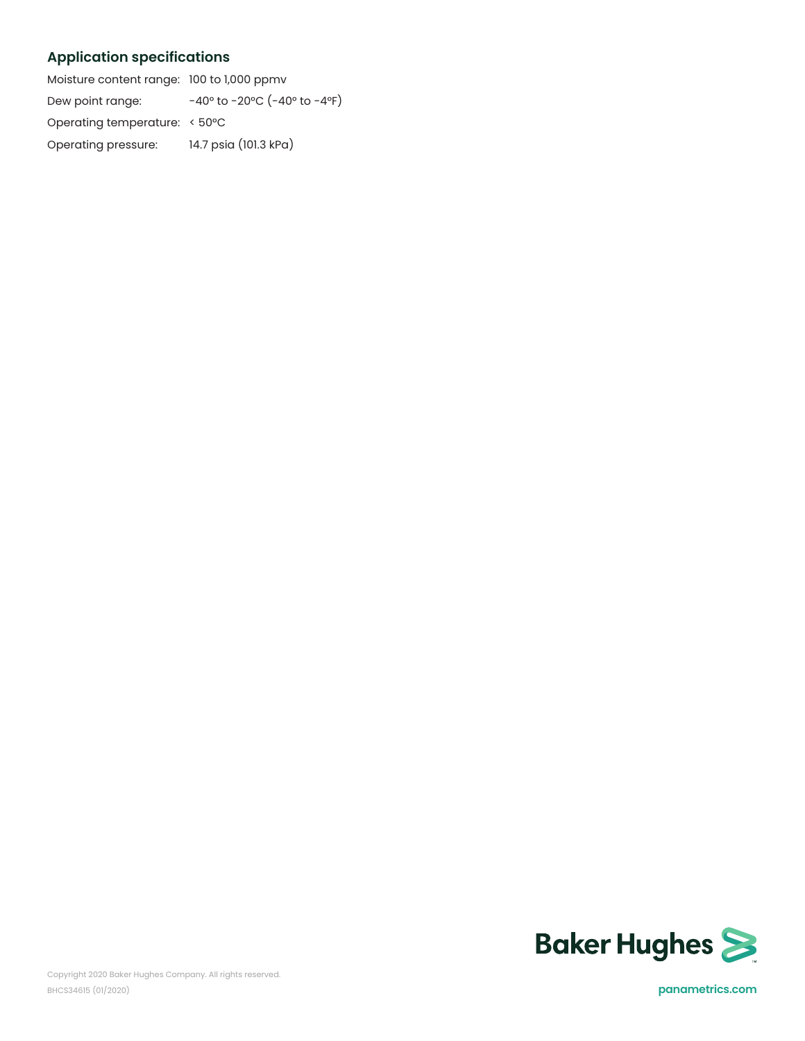## Application specifications

| | |
|---|---|
| Moisture content range: | 100 to 1,000 ppmv |
| Dew point range: | -40° to -20°C (-40° to -4°F) |
| Operating temperature: | < 50°C |
| Operating pressure: | 14.7 psia (101.3 kPa) |

Copyright 2020 Baker Hughes Company. All rights reserved.

BHCS34615 (01/2020)

panametrics.com